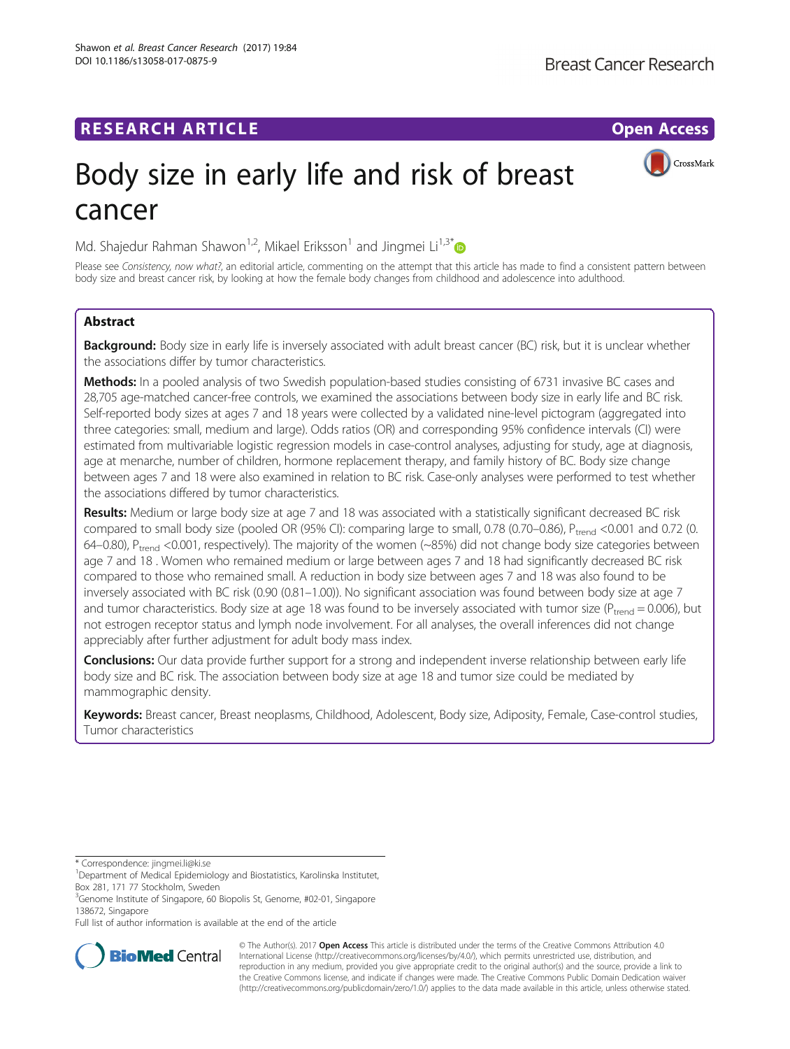**RESEARCH ARTICLE** **Open Access**

# Body size in early life and risk of breast cancer

Md. Shajedur Rahman Shawon[1,2], Mikael Eriksson[1] and Jingmei Li[1,3*]

Please see *Consistency, now what?*, an editorial article, commenting on the attempt that this article has made to find a consistent pattern between body size and breast cancer risk, by looking at how the female body changes from childhood and adolescence into adulthood.

## Abstract

**Background:** Body size in early life is inversely associated with adult breast cancer (BC) risk, but it is unclear whether the associations differ by tumor characteristics.

**Methods:** In a pooled analysis of two Swedish population-based studies consisting of 6731 invasive BC cases and 28,705 age-matched cancer-free controls, we examined the associations between body size in early life and BC risk. Self-reported body sizes at ages 7 and 18 years were collected by a validated nine-level pictogram (aggregated into three categories: small, medium and large). Odds ratios (OR) and corresponding 95% confidence intervals (CI) were estimated from multivariable logistic regression models in case-control analyses, adjusting for study, age at diagnosis, age at menarche, number of children, hormone replacement therapy, and family history of BC. Body size change between ages 7 and 18 were also examined in relation to BC risk. Case-only analyses were performed to test whether the associations differed by tumor characteristics.

**Results:** Medium or large body size at age 7 and 18 was associated with a statistically significant decreased BC risk compared to small body size (pooled OR (95% CI): comparing large to small, 0.78 (0.70–0.86), $P_{trend}$ <0.001 and 0.72 (0.64–0.80), $P_{trend}$ <0.001, respectively). The majority of the women (~85%) did not change body size categories between age 7 and 18 . Women who remained medium or large between ages 7 and 18 had significantly decreased BC risk compared to those who remained small. A reduction in body size between ages 7 and 18 was also found to be inversely associated with BC risk (0.90 (0.81–1.00)). No significant association was found between body size at age 7 and tumor characteristics. Body size at age 18 was found to be inversely associated with tumor size ($P_{trend}$ = 0.006), but not estrogen receptor status and lymph node involvement. For all analyses, the overall inferences did not change appreciably after further adjustment for adult body mass index.

**Conclusions:** Our data provide further support for a strong and independent inverse relationship between early life body size and BC risk. The association between body size at age 18 and tumor size could be mediated by mammographic density.

**Keywords:** Breast cancer, Breast neoplasms, Childhood, Adolescent, Body size, Adiposity, Female, Case-control studies, Tumor characteristics

---

\* Correspondence: jingmei.li@ki.se
[1]Department of Medical Epidemiology and Biostatistics, Karolinska Institutet, Box 281, 171 77 Stockholm, Sweden
[3]Genome Institute of Singapore, 60 Biopolis St, Genome, #02-01, Singapore 138672, Singapore
Full list of author information is available at the end of the article

© The Author(s). 2017 **Open Access** This article is distributed under the terms of the Creative Commons Attribution 4.0 International License (http://creativecommons.org/licenses/by/4.0/), which permits unrestricted use, distribution, and reproduction in any medium, provided you give appropriate credit to the original author(s) and the source, provide a link to the Creative Commons license, and indicate if changes were made. The Creative Commons Public Domain Dedication waiver (http://creativecommons.org/publicdomain/zero/1.0/) applies to the data made available in this article, unless otherwise stated.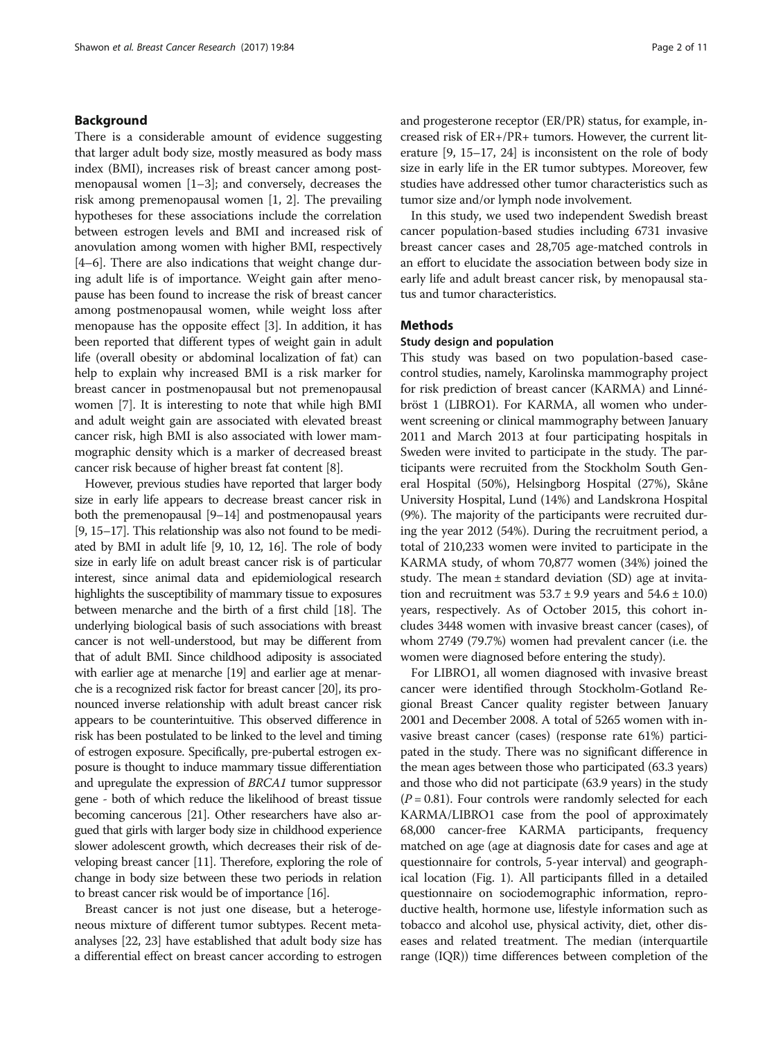## Background

There is a considerable amount of evidence suggesting that larger adult body size, mostly measured as body mass index (BMI), increases risk of breast cancer among postmenopausal women [1–3]; and conversely, decreases the risk among premenopausal women [1, 2]. The prevailing hypotheses for these associations include the correlation between estrogen levels and BMI and increased risk of anovulation among women with higher BMI, respectively [4–6]. There are also indications that weight change during adult life is of importance. Weight gain after menopause has been found to increase the risk of breast cancer among postmenopausal women, while weight loss after menopause has the opposite effect [3]. In addition, it has been reported that different types of weight gain in adult life (overall obesity or abdominal localization of fat) can help to explain why increased BMI is a risk marker for breast cancer in postmenopausal but not premenopausal women [7]. It is interesting to note that while high BMI and adult weight gain are associated with elevated breast cancer risk, high BMI is also associated with lower mammographic density which is a marker of decreased breast cancer risk because of higher breast fat content [8].

However, previous studies have reported that larger body size in early life appears to decrease breast cancer risk in both the premenopausal [9–14] and postmenopausal years [9, 15–17]. This relationship was also not found to be mediated by BMI in adult life [9, 10, 12, 16]. The role of body size in early life on adult breast cancer risk is of particular interest, since animal data and epidemiological research highlights the susceptibility of mammary tissue to exposures between menarche and the birth of a first child [18]. The underlying biological basis of such associations with breast cancer is not well-understood, but may be different from that of adult BMI. Since childhood adiposity is associated with earlier age at menarche [19] and earlier age at menarche is a recognized risk factor for breast cancer [20], its pronounced inverse relationship with adult breast cancer risk appears to be counterintuitive. This observed difference in risk has been postulated to be linked to the level and timing of estrogen exposure. Specifically, pre-pubertal estrogen exposure is thought to induce mammary tissue differentiation and upregulate the expression of *BRCA1* tumor suppressor gene - both of which reduce the likelihood of breast tissue becoming cancerous [21]. Other researchers have also argued that girls with larger body size in childhood experience slower adolescent growth, which decreases their risk of developing breast cancer [11]. Therefore, exploring the role of change in body size between these two periods in relation to breast cancer risk would be of importance [16].

Breast cancer is not just one disease, but a heterogeneous mixture of different tumor subtypes. Recent meta-analyses [22, 23] have established that adult body size has a differential effect on breast cancer according to estrogen and progesterone receptor (ER/PR) status, for example, increased risk of ER+/PR+ tumors. However, the current literature [9, 15–17, 24] is inconsistent on the role of body size in early life in the ER tumor subtypes. Moreover, few studies have addressed other tumor characteristics such as tumor size and/or lymph node involvement.

In this study, we used two independent Swedish breast cancer population-based studies including 6731 invasive breast cancer cases and 28,705 age-matched controls in an effort to elucidate the association between body size in early life and adult breast cancer risk, by menopausal status and tumor characteristics.

## Methods

### Study design and population

This study was based on two population-based case-control studies, namely, Karolinska mammography project for risk prediction of breast cancer (KARMA) and Linnébröst 1 (LIBRO1). For KARMA, all women who underwent screening or clinical mammography between January 2011 and March 2013 at four participating hospitals in Sweden were invited to participate in the study. The participants were recruited from the Stockholm South General Hospital (50%), Helsingborg Hospital (27%), Skåne University Hospital, Lund (14%) and Landskrona Hospital (9%). The majority of the participants were recruited during the year 2012 (54%). During the recruitment period, a total of 210,233 women were invited to participate in the KARMA study, of whom 70,877 women (34%) joined the study. The mean ± standard deviation (SD) age at invitation and recruitment was 53.7 ± 9.9 years and 54.6 ± 10.0) years, respectively. As of October 2015, this cohort includes 3448 women with invasive breast cancer (cases), of whom 2749 (79.7%) women had prevalent cancer (i.e. the women were diagnosed before entering the study).

For LIBRO1, all women diagnosed with invasive breast cancer were identified through Stockholm-Gotland Regional Breast Cancer quality register between January 2001 and December 2008. A total of 5265 women with invasive breast cancer (cases) (response rate 61%) participated in the study. There was no significant difference in the mean ages between those who participated (63.3 years) and those who did not participate (63.9 years) in the study ($P = 0.81$). Four controls were randomly selected for each KARMA/LIBRO1 case from the pool of approximately 68,000 cancer-free KARMA participants, frequency matched on age (age at diagnosis date for cases and age at questionnaire for controls, 5-year interval) and geographical location (Fig. 1). All participants filled in a detailed questionnaire on sociodemographic information, reproductive health, hormone use, lifestyle information such as tobacco and alcohol use, physical activity, diet, other diseases and related treatment. The median (interquartile range (IQR)) time differences between completion of the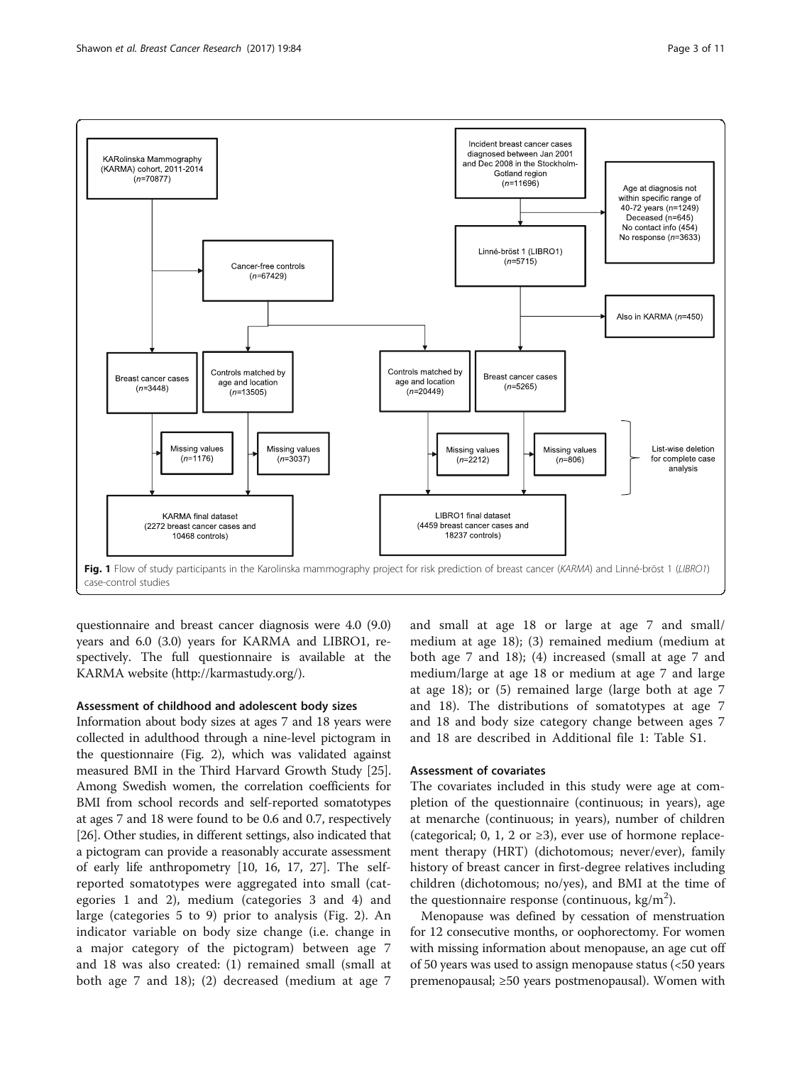Fig. 1 Flow of study participants in the Karolinska mammography project for risk prediction of breast cancer (*KARMA*) and Linné-bröst 1 (*LIBRO1*) case-control studies

questionnaire and breast cancer diagnosis were 4.0 (9.0) years and 6.0 (3.0) years for KARMA and LIBRO1, respectively. The full questionnaire is available at the KARMA website (http://karmastudy.org/).

### Assessment of childhood and adolescent body sizes

Information about body sizes at ages 7 and 18 years were collected in adulthood through a nine-level pictogram in the questionnaire (Fig. 2), which was validated against measured BMI in the Third Harvard Growth Study [25]. Among Swedish women, the correlation coefficients for BMI from school records and self-reported somatotypes at ages 7 and 18 were found to be 0.6 and 0.7, respectively [26]. Other studies, in different settings, also indicated that a pictogram can provide a reasonably accurate assessment of early life anthropometry [10, 16, 17, 27]. The self-reported somatotypes were aggregated into small (categories 1 and 2), medium (categories 3 and 4) and large (categories 5 to 9) prior to analysis (Fig. 2). An indicator variable on body size change (i.e. change in a major category of the pictogram) between age 7 and 18 was also created: (1) remained small (small at both age 7 and 18); (2) decreased (medium at age 7 and small at age 18 or large at age 7 and small/medium at age 18); (3) remained medium (medium at both age 7 and 18); (4) increased (small at age 7 and medium/large at age 18 or medium at age 7 and large at age 18); or (5) remained large (large both at age 7 and 18). The distributions of somatotypes at age 7 and 18 and body size category change between ages 7 and 18 are described in Additional file 1: Table S1.

### Assessment of covariates

The covariates included in this study were age at completion of the questionnaire (continuous; in years), age at menarche (continuous; in years), number of children (categorical; 0, 1, 2 or ≥3), ever use of hormone replacement therapy (HRT) (dichotomous; never/ever), family history of breast cancer in first-degree relatives including children (dichotomous; no/yes), and BMI at the time of the questionnaire response (continuous, $kg/m^2$).

Menopause was defined by cessation of menstruation for 12 consecutive months, or oophorectomy. For women with missing information about menopause, an age cut off of 50 years was used to assign menopause status (<50 years premenopausal; ≥50 years postmenopausal). Women with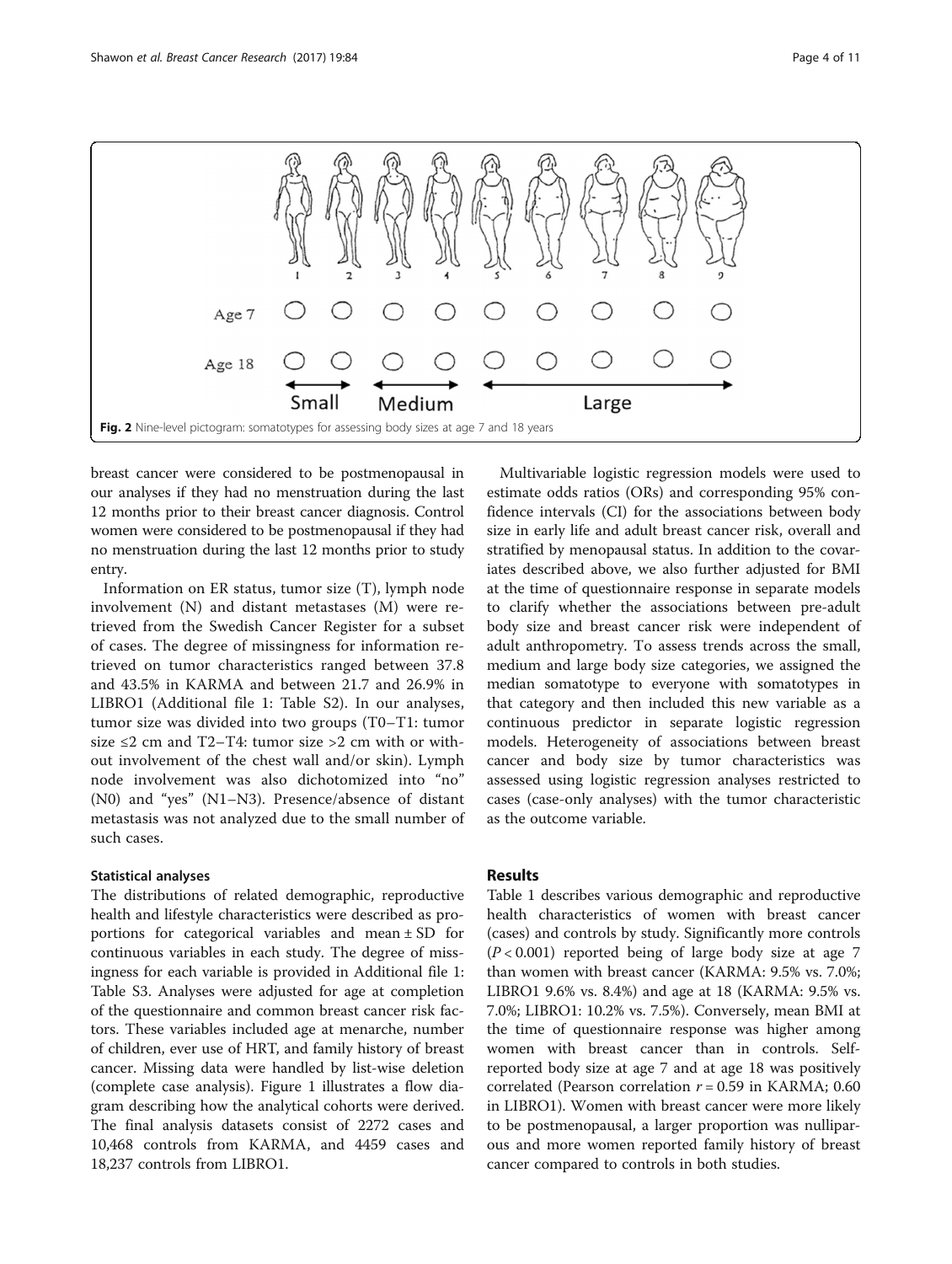Fig. 2 Nine-level pictogram: somatotypes for assessing body sizes at age 7 and 18 years

breast cancer were considered to be postmenopausal in our analyses if they had no menstruation during the last 12 months prior to their breast cancer diagnosis. Control women were considered to be postmenopausal if they had no menstruation during the last 12 months prior to study entry.

Information on ER status, tumor size (T), lymph node involvement (N) and distant metastases (M) were retrieved from the Swedish Cancer Register for a subset of cases. The degree of missingness for information retrieved on tumor characteristics ranged between 37.8 and 43.5% in KARMA and between 21.7 and 26.9% in LIBRO1 (Additional file 1: Table S2). In our analyses, tumor size was divided into two groups (T0–T1: tumor size ≤2 cm and T2–T4: tumor size >2 cm with or without involvement of the chest wall and/or skin). Lymph node involvement was also dichotomized into "no" (N0) and "yes" (N1–N3). Presence/absence of distant metastasis was not analyzed due to the small number of such cases.

#### Statistical analyses

The distributions of related demographic, reproductive health and lifestyle characteristics were described as proportions for categorical variables and mean ± SD for continuous variables in each study. The degree of missingness for each variable is provided in Additional file 1: Table S3. Analyses were adjusted for age at completion of the questionnaire and common breast cancer risk factors. These variables included age at menarche, number of children, ever use of HRT, and family history of breast cancer. Missing data were handled by list-wise deletion (complete case analysis). Figure 1 illustrates a flow diagram describing how the analytical cohorts were derived. The final analysis datasets consist of 2272 cases and 10,468 controls from KARMA, and 4459 cases and 18,237 controls from LIBRO1.

Multivariable logistic regression models were used to estimate odds ratios (ORs) and corresponding 95% confidence intervals (CI) for the associations between body size in early life and adult breast cancer risk, overall and stratified by menopausal status. In addition to the covariates described above, we also further adjusted for BMI at the time of questionnaire response in separate models to clarify whether the associations between pre-adult body size and breast cancer risk were independent of adult anthropometry. To assess trends across the small, medium and large body size categories, we assigned the median somatotype to everyone with somatotypes in that category and then included this new variable as a continuous predictor in separate logistic regression models. Heterogeneity of associations between breast cancer and body size by tumor characteristics was assessed using logistic regression analyses restricted to cases (case-only analyses) with the tumor characteristic as the outcome variable.

## Results

Table 1 describes various demographic and reproductive health characteristics of women with breast cancer (cases) and controls by study. Significantly more controls ($P < 0.001$) reported being of large body size at age 7 than women with breast cancer (KARMA: 9.5% vs. 7.0%; LIBRO1 9.6% vs. 8.4%) and age at 18 (KARMA: 9.5% vs. 7.0%; LIBRO1: 10.2% vs. 7.5%). Conversely, mean BMI at the time of questionnaire response was higher among women with breast cancer than in controls. Self-reported body size at age 7 and at age 18 was positively correlated (Pearson correlation $r = 0.59$ in KARMA; 0.60 in LIBRO1). Women with breast cancer were more likely to be postmenopausal, a larger proportion was nulliparous and more women reported family history of breast cancer compared to controls in both studies.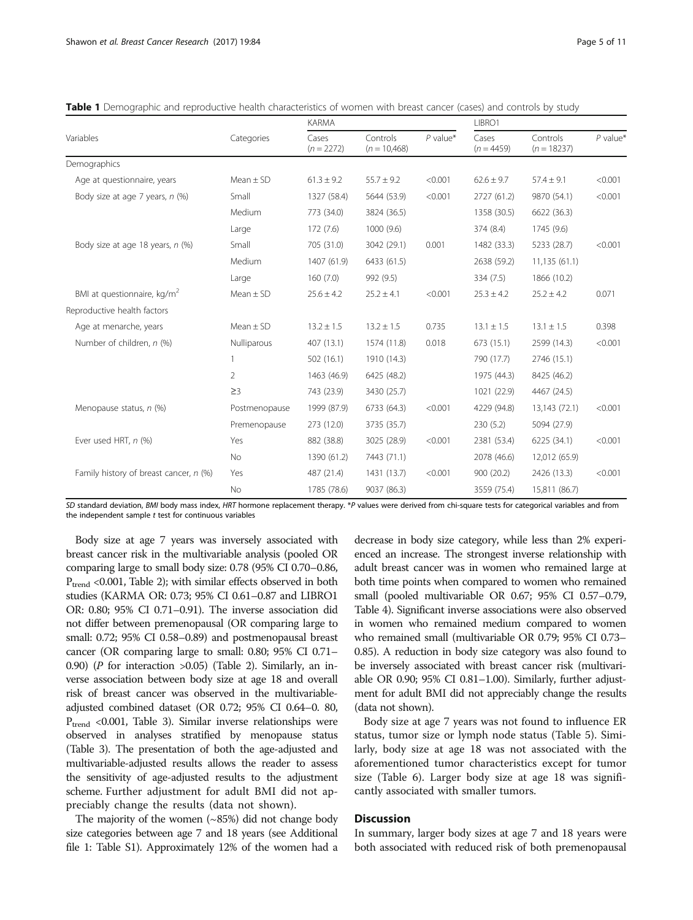**Table 1** Demographic and reproductive health characteristics of women with breast cancer (cases) and controls by study

| Variables | Categories | KARMA | | | LIBRO1 | | |
|---|---|---|---|---|---|---|---|
| | | Cases (n = 2272) | Controls (n = 10,468) | P value* | Cases (n = 4459) | Controls (n = 18237) | P value* |
| Demographics | | | | | | | |
| Age at questionnaire, years | Mean ± SD | 61.3 ± 9.2 | 55.7 ± 9.2 | <0.001 | 62.6 ± 9.7 | 57.4 ± 9.1 | <0.001 |
| Body size at age 7 years, n (%) | Small | 1327 (58.4) | 5644 (53.9) | <0.001 | 2727 (61.2) | 9870 (54.1) | <0.001 |
| | Medium | 773 (34.0) | 3824 (36.5) | | 1358 (30.5) | 6622 (36.3) | |
| | Large | 172 (7.6) | 1000 (9.6) | | 374 (8.4) | 1745 (9.6) | |
| Body size at age 18 years, n (%) | Small | 705 (31.0) | 3042 (29.1) | 0.001 | 1482 (33.3) | 5233 (28.7) | <0.001 |
| | Medium | 1407 (61.9) | 6433 (61.5) | | 2638 (59.2) | 11,135 (61.1) | |
| | Large | 160 (7.0) | 992 (9.5) | | 334 (7.5) | 1866 (10.2) | |
| BMI at questionnaire, kg/m$^2$ | Mean ± SD | 25.6 ± 4.2 | 25.2 ± 4.1 | <0.001 | 25.3 ± 4.2 | 25.2 ± 4.2 | 0.071 |
| Reproductive health factors | | | | | | | |
| Age at menarche, years | Mean ± SD | 13.2 ± 1.5 | 13.2 ± 1.5 | 0.735 | 13.1 ± 1.5 | 13.1 ± 1.5 | 0.398 |
| Number of children, n (%) | Nulliparous | 407 (13.1) | 1574 (11.8) | 0.018 | 673 (15.1) | 2599 (14.3) | <0.001 |
| | 1 | 502 (16.1) | 1910 (14.3) | | 790 (17.7) | 2746 (15.1) | |
| | 2 | 1463 (46.9) | 6425 (48.2) | | 1975 (44.3) | 8425 (46.2) | |
| | ≥3 | 743 (23.9) | 3430 (25.7) | | 1021 (22.9) | 4467 (24.5) | |
| Menopause status, n (%) | Postmenopause | 1999 (87.9) | 6733 (64.3) | <0.001 | 4229 (94.8) | 13,143 (72.1) | <0.001 |
| | Premenopause | 273 (12.0) | 3735 (35.7) | | 230 (5.2) | 5094 (27.9) | |
| Ever used HRT, n (%) | Yes | 882 (38.8) | 3025 (28.9) | <0.001 | 2381 (53.4) | 6225 (34.1) | <0.001 |
| | No | 1390 (61.2) | 7443 (71.1) | | 2078 (46.6) | 12,012 (65.9) | |
| Family history of breast cancer, n (%) | Yes | 487 (21.4) | 1431 (13.7) | <0.001 | 900 (20.2) | 2426 (13.3) | <0.001 |
| | No | 1785 (78.6) | 9037 (86.3) | | 3559 (75.4) | 15,811 (86.7) | |

*SD* standard deviation, *BMI* body mass index, *HRT* hormone replacement therapy. **P* values were derived from chi-square tests for categorical variables and from the independent sample *t* test for continuous variables

Body size at age 7 years was inversely associated with breast cancer risk in the multivariable analysis (pooled OR comparing large to small body size: 0.78 (95% CI 0.70–0.86, $P_{trend}$ <0.001, Table 2); with similar effects observed in both studies (KARMA OR: 0.73; 95% CI 0.61–0.87 and LIBRO1 OR: 0.80; 95% CI 0.71–0.91). The inverse association did not differ between premenopausal (OR comparing large to small: 0.72; 95% CI 0.58–0.89) and postmenopausal breast cancer (OR comparing large to small: 0.80; 95% CI 0.71–0.90) (*P* for interaction >0.05) (Table 2). Similarly, an inverse association between body size at age 18 and overall risk of breast cancer was observed in the multivariable-adjusted combined dataset (OR 0.72; 95% CI 0.64–0. 80, $P_{trend}$ <0.001, Table 3). Similar inverse relationships were observed in analyses stratified by menopause status (Table 3). The presentation of both the age-adjusted and multivariable-adjusted results allows the reader to assess the sensitivity of age-adjusted results to the adjustment scheme. Further adjustment for adult BMI did not appreciably change the results (data not shown).

The majority of the women (~85%) did not change body size categories between age 7 and 18 years (see Additional file 1: Table S1). Approximately 12% of the women had a decrease in body size category, while less than 2% experienced an increase. The strongest inverse relationship with adult breast cancer was in women who remained large at both time points when compared to women who remained small (pooled multivariable OR 0.67; 95% CI 0.57–0.79, Table 4). Significant inverse associations were also observed in women who remained medium compared to women who remained small (multivariable OR 0.79; 95% CI 0.73–0.85). A reduction in body size category was also found to be inversely associated with breast cancer risk (multivariable OR 0.90; 95% CI 0.81–1.00). Similarly, further adjustment for adult BMI did not appreciably change the results (data not shown).

Body size at age 7 years was not found to influence ER status, tumor size or lymph node status (Table 5). Similarly, body size at age 18 was not associated with the aforementioned tumor characteristics except for tumor size (Table 6). Larger body size at age 18 was significantly associated with smaller tumors.

## Discussion

In summary, larger body sizes at age 7 and 18 years were both associated with reduced risk of both premenopausal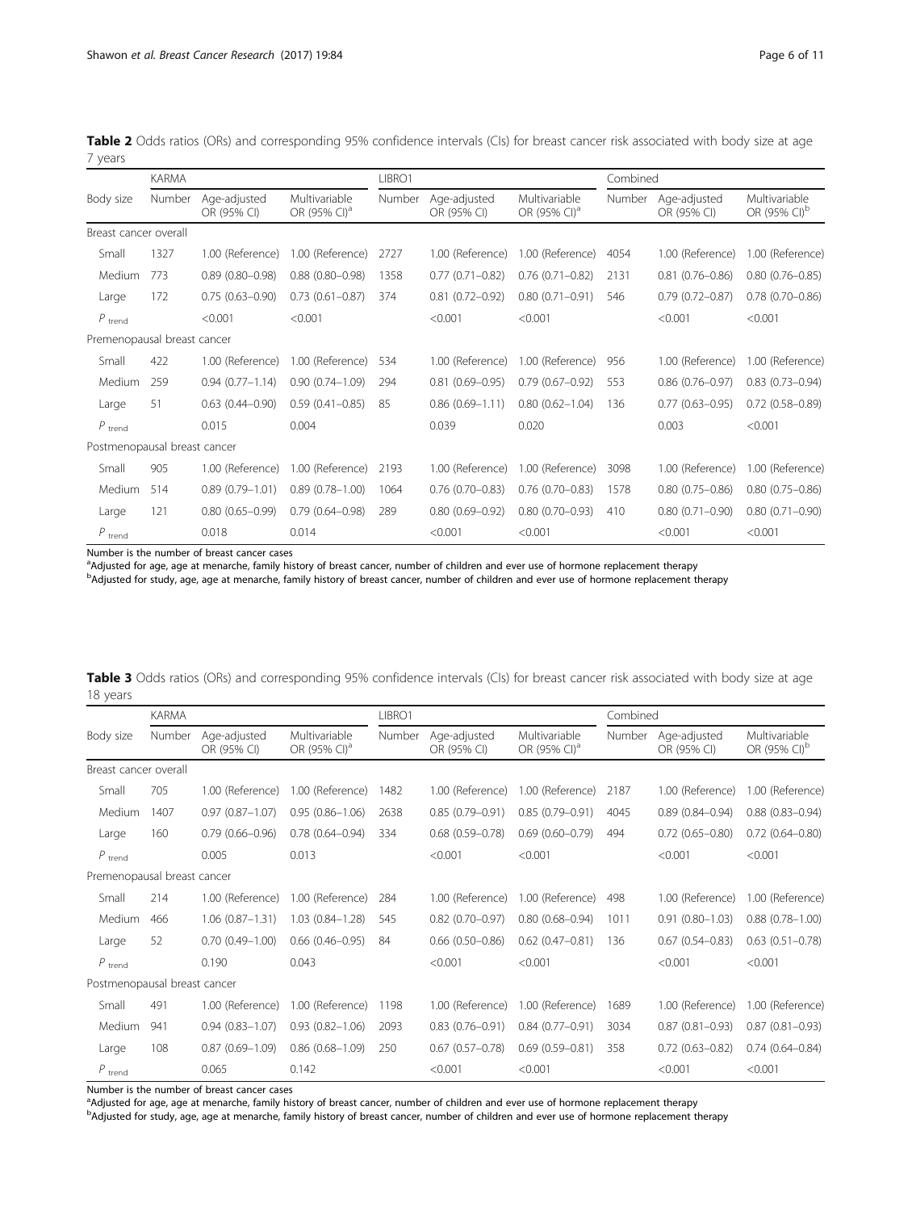**Table 2** Odds ratios (ORs) and corresponding 95% confidence intervals (CIs) for breast cancer risk associated with body size at age 7 years

| | KARMA | | | LIBRO1 | | | Combined | | |
|---|---|---|---|---|---|---|---|---|---|
| Body size | Number | Age-adjusted OR (95% CI) | Multivariable OR (95% CI)[a] | Number | Age-adjusted OR (95% CI) | Multivariable OR (95% CI)[a] | Number | Age-adjusted OR (95% CI) | Multivariable OR (95% CI)[b] |
| Breast cancer overall | | | | | | | | | |
| Small | 1327 | 1.00 (Reference) | 1.00 (Reference) | 2727 | 1.00 (Reference) | 1.00 (Reference) | 4054 | 1.00 (Reference) | 1.00 (Reference) |
| Medium | 773 | 0.89 (0.80–0.98) | 0.88 (0.80–0.98) | 1358 | 0.77 (0.71–0.82) | 0.76 (0.71–0.82) | 2131 | 0.81 (0.76–0.86) | 0.80 (0.76–0.85) |
| Large | 172 | 0.75 (0.63–0.90) | 0.73 (0.61–0.87) | 374 | 0.81 (0.72–0.92) | 0.80 (0.71–0.91) | 546 | 0.79 (0.72–0.87) | 0.78 (0.70–0.86) |
| $P_{trend}$ | | <0.001 | <0.001 | | <0.001 | <0.001 | | <0.001 | <0.001 |
| Premenopausal breast cancer | | | | | | | | | |
| Small | 422 | 1.00 (Reference) | 1.00 (Reference) | 534 | 1.00 (Reference) | 1.00 (Reference) | 956 | 1.00 (Reference) | 1.00 (Reference) |
| Medium | 259 | 0.94 (0.77–1.14) | 0.90 (0.74–1.09) | 294 | 0.81 (0.69–0.95) | 0.79 (0.67–0.92) | 553 | 0.86 (0.76–0.97) | 0.83 (0.73–0.94) |
| Large | 51 | 0.63 (0.44–0.90) | 0.59 (0.41–0.85) | 85 | 0.86 (0.69–1.11) | 0.80 (0.62–1.04) | 136 | 0.77 (0.63–0.95) | 0.72 (0.58–0.89) |
| $P_{trend}$ | | 0.015 | 0.004 | | 0.039 | 0.020 | | 0.003 | <0.001 |
| Postmenopausal breast cancer | | | | | | | | | |
| Small | 905 | 1.00 (Reference) | 1.00 (Reference) | 2193 | 1.00 (Reference) | 1.00 (Reference) | 3098 | 1.00 (Reference) | 1.00 (Reference) |
| Medium | 514 | 0.89 (0.79–1.01) | 0.89 (0.78–1.00) | 1064 | 0.76 (0.70–0.83) | 0.76 (0.70–0.83) | 1578 | 0.80 (0.75–0.86) | 0.80 (0.75–0.86) |
| Large | 121 | 0.80 (0.65–0.99) | 0.79 (0.64–0.98) | 289 | 0.80 (0.69–0.92) | 0.80 (0.70–0.93) | 410 | 0.80 (0.71–0.90) | 0.80 (0.71–0.90) |
| $P_{trend}$ | | 0.018 | 0.014 | | <0.001 | <0.001 | | <0.001 | <0.001 |

Number is the number of breast cancer cases
[a]Adjusted for age, age at menarche, family history of breast cancer, number of children and ever use of hormone replacement therapy
[b]Adjusted for study, age, age at menarche, family history of breast cancer, number of children and ever use of hormone replacement therapy

**Table 3** Odds ratios (ORs) and corresponding 95% confidence intervals (CIs) for breast cancer risk associated with body size at age 18 years

| | KARMA | | | LIBRO1 | | | Combined | | |
|---|---|---|---|---|---|---|---|---|---|
| Body size | Number | Age-adjusted OR (95% CI) | Multivariable OR (95% CI)[a] | Number | Age-adjusted OR (95% CI) | Multivariable OR (95% CI)[a] | Number | Age-adjusted OR (95% CI) | Multivariable OR (95% CI)[b] |
| Breast cancer overall | | | | | | | | | |
| Small | 705 | 1.00 (Reference) | 1.00 (Reference) | 1482 | 1.00 (Reference) | 1.00 (Reference) | 2187 | 1.00 (Reference) | 1.00 (Reference) |
| Medium | 1407 | 0.97 (0.87–1.07) | 0.95 (0.86–1.06) | 2638 | 0.85 (0.79–0.91) | 0.85 (0.79–0.91) | 4045 | 0.89 (0.84–0.94) | 0.88 (0.83–0.94) |
| Large | 160 | 0.79 (0.66–0.96) | 0.78 (0.64–0.94) | 334 | 0.68 (0.59–0.78) | 0.69 (0.60–0.79) | 494 | 0.72 (0.65–0.80) | 0.72 (0.64–0.80) |
| $P_{trend}$ | | 0.005 | 0.013 | | <0.001 | <0.001 | | <0.001 | <0.001 |
| Premenopausal breast cancer | | | | | | | | | |
| Small | 214 | 1.00 (Reference) | 1.00 (Reference) | 284 | 1.00 (Reference) | 1.00 (Reference) | 498 | 1.00 (Reference) | 1.00 (Reference) |
| Medium | 466 | 1.06 (0.87–1.31) | 1.03 (0.84–1.28) | 545 | 0.82 (0.70–0.97) | 0.80 (0.68–0.94) | 1011 | 0.91 (0.80–1.03) | 0.88 (0.78–1.00) |
| Large | 52 | 0.70 (0.49–1.00) | 0.66 (0.46–0.95) | 84 | 0.66 (0.50–0.86) | 0.62 (0.47–0.81) | 136 | 0.67 (0.54–0.83) | 0.63 (0.51–0.78) |
| $P_{trend}$ | | 0.190 | 0.043 | | <0.001 | <0.001 | | <0.001 | <0.001 |
| Postmenopausal breast cancer | | | | | | | | | |
| Small | 491 | 1.00 (Reference) | 1.00 (Reference) | 1198 | 1.00 (Reference) | 1.00 (Reference) | 1689 | 1.00 (Reference) | 1.00 (Reference) |
| Medium | 941 | 0.94 (0.83–1.07) | 0.93 (0.82–1.06) | 2093 | 0.83 (0.76–0.91) | 0.84 (0.77–0.91) | 3034 | 0.87 (0.81–0.93) | 0.87 (0.81–0.93) |
| Large | 108 | 0.87 (0.69–1.09) | 0.86 (0.68–1.09) | 250 | 0.67 (0.57–0.78) | 0.69 (0.59–0.81) | 358 | 0.72 (0.63–0.82) | 0.74 (0.64–0.84) |
| $P_{trend}$ | | 0.065 | 0.142 | | <0.001 | <0.001 | | <0.001 | <0.001 |

Number is the number of breast cancer cases
[a]Adjusted for age, age at menarche, family history of breast cancer, number of children and ever use of hormone replacement therapy
[b]Adjusted for study, age, age at menarche, family history of breast cancer, number of children and ever use of hormone replacement therapy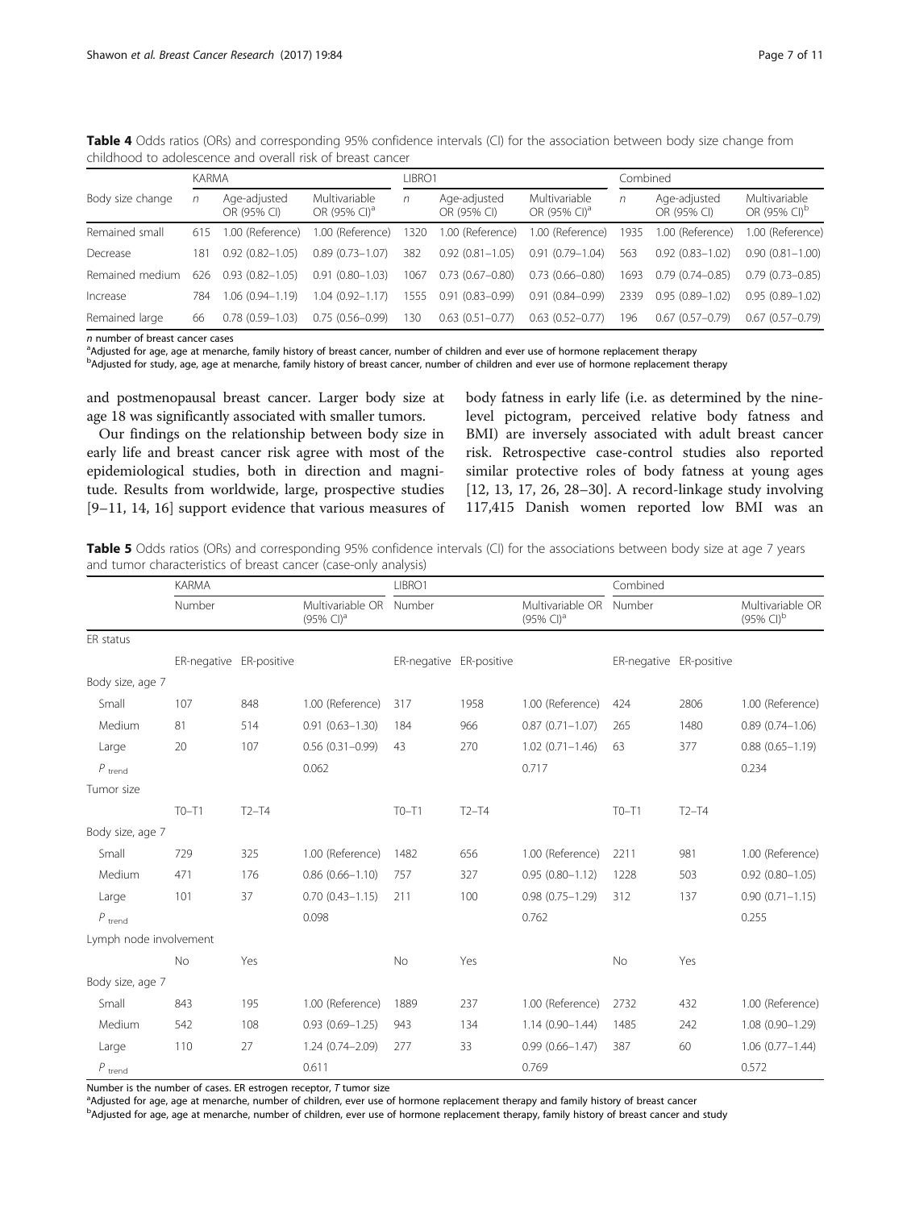**Table 4** Odds ratios (ORs) and corresponding 95% confidence intervals (CI) for the association between body size change from childhood to adolescence and overall risk of breast cancer

| | KARMA | | | LIBRO1 | | | Combined | | |
|---|---|---|---|---|---|---|---|---|---|
| Body size change | *n* | Age-adjusted OR (95% CI) | Multivariable OR (95% CI)[a] | *n* | Age-adjusted OR (95% CI) | Multivariable OR (95% CI)[a] | *n* | Age-adjusted OR (95% CI) | Multivariable OR (95% CI)[b] |
| Remained small | 615 | 1.00 (Reference) | 1.00 (Reference) | 1320 | 1.00 (Reference) | 1.00 (Reference) | 1935 | 1.00 (Reference) | 1.00 (Reference) |
| Decrease | 181 | 0.92 (0.82–1.05) | 0.89 (0.73–1.07) | 382 | 0.92 (0.81–1.05) | 0.91 (0.79–1.04) | 563 | 0.92 (0.83–1.02) | 0.90 (0.81–1.00) |
| Remained medium | 626 | 0.93 (0.82–1.05) | 0.91 (0.80–1.03) | 1067 | 0.73 (0.67–0.80) | 0.73 (0.66–0.80) | 1693 | 0.79 (0.74–0.85) | 0.79 (0.73–0.85) |
| Increase | 784 | 1.06 (0.94–1.19) | 1.04 (0.92–1.17) | 1555 | 0.91 (0.83–0.99) | 0.91 (0.84–0.99) | 2339 | 0.95 (0.89–1.02) | 0.95 (0.89–1.02) |
| Remained large | 66 | 0.78 (0.59–1.03) | 0.75 (0.56–0.99) | 130 | 0.63 (0.51–0.77) | 0.63 (0.52–0.77) | 196 | 0.67 (0.57–0.79) | 0.67 (0.57–0.79) |

*n* number of breast cancer cases

[a]Adjusted for age, age at menarche, family history of breast cancer, number of children and ever use of hormone replacement therapy

[b]Adjusted for study, age, age at menarche, family history of breast cancer, number of children and ever use of hormone replacement therapy

and postmenopausal breast cancer. Larger body size at age 18 was significantly associated with smaller tumors.

Our findings on the relationship between body size in early life and breast cancer risk agree with most of the epidemiological studies, both in direction and magnitude. Results from worldwide, large, prospective studies [9–11, 14, 16] support evidence that various measures of body fatness in early life (i.e. as determined by the nine-level pictogram, perceived relative body fatness and BMI) are inversely associated with adult breast cancer risk. Retrospective case-control studies also reported similar protective roles of body fatness at young ages [12, 13, 17, 26, 28–30]. A record-linkage study involving 117,415 Danish women reported low BMI was an

**Table 5** Odds ratios (ORs) and corresponding 95% confidence intervals (CI) for the associations between body size at age 7 years and tumor characteristics of breast cancer (case-only analysis)

| | KARMA | | | LIBRO1 | | | Combined | | |
|---|---|---|---|---|---|---|---|---|---|
| | Number | | Multivariable OR (95% CI)[a] | Number | | Multivariable OR (95% CI)[a] | Number | | Multivariable OR (95% CI)[b] |
| ER status | | | | | | | | | |
| | ER-negative | ER-positive | | ER-negative | ER-positive | | ER-negative | ER-positive | |
| Body size, age 7 | | | | | | | | | |
| Small | 107 | 848 | 1.00 (Reference) | 317 | 1958 | 1.00 (Reference) | 424 | 2806 | 1.00 (Reference) |
| Medium | 81 | 514 | 0.91 (0.63–1.30) | 184 | 966 | 0.87 (0.71–1.07) | 265 | 1480 | 0.89 (0.74–1.06) |
| Large | 20 | 107 | 0.56 (0.31–0.99) | 43 | 270 | 1.02 (0.71–1.46) | 63 | 377 | 0.88 (0.65–1.19) |
| $P_{trend}$ | | | 0.062 | | | 0.717 | | | 0.234 |
| Tumor size | | | | | | | | | |
| | T0–T1 | T2–T4 | | T0–T1 | T2–T4 | | T0–T1 | T2–T4 | |
| Body size, age 7 | | | | | | | | | |
| Small | 729 | 325 | 1.00 (Reference) | 1482 | 656 | 1.00 (Reference) | 2211 | 981 | 1.00 (Reference) |
| Medium | 471 | 176 | 0.86 (0.66–1.10) | 757 | 327 | 0.95 (0.80–1.12) | 1228 | 503 | 0.92 (0.80–1.05) |
| Large | 101 | 37 | 0.70 (0.43–1.15) | 211 | 100 | 0.98 (0.75–1.29) | 312 | 137 | 0.90 (0.71–1.15) |
| $P_{trend}$ | | | 0.098 | | | 0.762 | | | 0.255 |
| Lymph node involvement | | | | | | | | | |
| | No | Yes | | No | Yes | | No | Yes | |
| Body size, age 7 | | | | | | | | | |
| Small | 843 | 195 | 1.00 (Reference) | 1889 | 237 | 1.00 (Reference) | 2732 | 432 | 1.00 (Reference) |
| Medium | 542 | 108 | 0.93 (0.69–1.25) | 943 | 134 | 1.14 (0.90–1.44) | 1485 | 242 | 1.08 (0.90–1.29) |
| Large | 110 | 27 | 1.24 (0.74–2.09) | 277 | 33 | 0.99 (0.66–1.47) | 387 | 60 | 1.06 (0.77–1.44) |
| $P_{trend}$ | | | 0.611 | | | 0.769 | | | 0.572 |

Number is the number of cases. ER estrogen receptor, *T* tumor size

[a]Adjusted for age, age at menarche, number of children, ever use of hormone replacement therapy and family history of breast cancer

[b]Adjusted for age, age at menarche, number of children, ever use of hormone replacement therapy, family history of breast cancer and study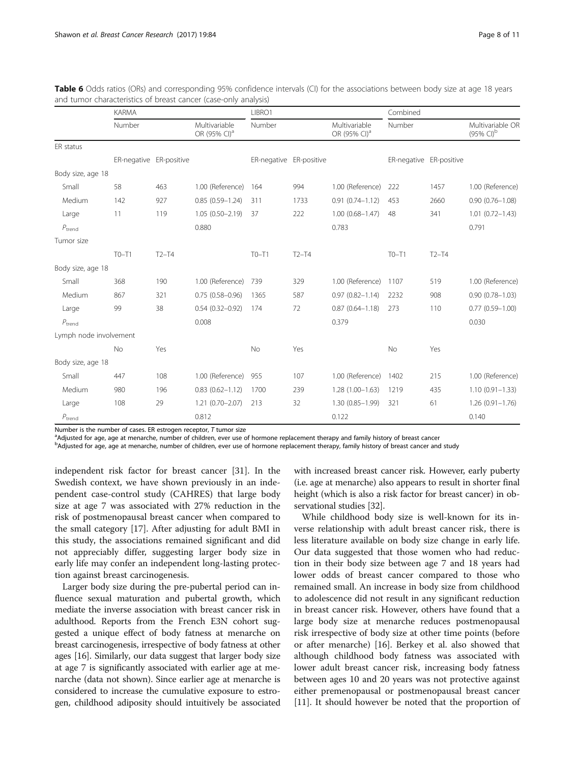**Table 6** Odds ratios (ORs) and corresponding 95% confidence intervals (CI) for the associations between body size at age 18 years and tumor characteristics of breast cancer (case-only analysis)

| | KARMA | | | LIBRO1 | | | Combined | | |
|---|---|---|---|---|---|---|---|---|---|
| | Number | | Multivariable OR (95% CI)[a] | Number | | Multivariable OR (95% CI)[a] | Number | | Multivariable OR (95% CI)[b] |
| ER status | | | | | | | | | |
| | ER-negative | ER-positive | | ER-negative | ER-positive | | ER-negative | ER-positive | |
| Body size, age 18 | | | | | | | | | |
| Small | 58 | 463 | 1.00 (Reference) | 164 | 994 | 1.00 (Reference) | 222 | 1457 | 1.00 (Reference) |
| Medium | 142 | 927 | 0.85 (0.59–1.24) | 311 | 1733 | 0.91 (0.74–1.12) | 453 | 2660 | 0.90 (0.76–1.08) |
| Large | 11 | 119 | 1.05 (0.50–2.19) | 37 | 222 | 1.00 (0.68–1.47) | 48 | 341 | 1.01 (0.72–1.43) |
| $P_{trend}$ | | | 0.880 | | | 0.783 | | | 0.791 |
| Tumor size | | | | | | | | | |
| | T0–T1 | T2–T4 | | T0–T1 | T2–T4 | | T0–T1 | T2–T4 | |
| Body size, age 18 | | | | | | | | | |
| Small | 368 | 190 | 1.00 (Reference) | 739 | 329 | 1.00 (Reference) | 1107 | 519 | 1.00 (Reference) |
| Medium | 867 | 321 | 0.75 (0.58–0.96) | 1365 | 587 | 0.97 (0.82–1.14) | 2232 | 908 | 0.90 (0.78–1.03) |
| Large | 99 | 38 | 0.54 (0.32–0.92) | 174 | 72 | 0.87 (0.64–1.18) | 273 | 110 | 0.77 (0.59–1.00) |
| $P_{trend}$ | | | 0.008 | | | 0.379 | | | 0.030 |
| Lymph node involvement | | | | | | | | | |
| | No | Yes | | No | Yes | | No | Yes | |
| Body size, age 18 | | | | | | | | | |
| Small | 447 | 108 | 1.00 (Reference) | 955 | 107 | 1.00 (Reference) | 1402 | 215 | 1.00 (Reference) |
| Medium | 980 | 196 | 0.83 (0.62–1.12) | 1700 | 239 | 1.28 (1.00–1.63) | 1219 | 435 | 1.10 (0.91–1.33) |
| Large | 108 | 29 | 1.21 (0.70–2.07) | 213 | 32 | 1.30 (0.85–1.99) | 321 | 61 | 1.26 (0.91–1.76) |
| $P_{trend}$ | | | 0.812 | | | 0.122 | | | 0.140 |

Number is the number of cases. ER estrogen receptor, T tumor size

[a]Adjusted for age, age at menarche, number of children, ever use of hormone replacement therapy and family history of breast cancer

[b]Adjusted for age, age at menarche, number of children, ever use of hormone replacement therapy, family history of breast cancer and study

independent risk factor for breast cancer [31]. In the Swedish context, we have shown previously in an independent case-control study (CAHRES) that large body size at age 7 was associated with 27% reduction in the risk of postmenopausal breast cancer when compared to the small category [17]. After adjusting for adult BMI in this study, the associations remained significant and did not appreciably differ, suggesting larger body size in early life may confer an independent long-lasting protection against breast carcinogenesis.

Larger body size during the pre-pubertal period can influence sexual maturation and pubertal growth, which mediate the inverse association with breast cancer risk in adulthood. Reports from the French E3N cohort suggested a unique effect of body fatness at menarche on breast carcinogenesis, irrespective of body fatness at other ages [16]. Similarly, our data suggest that larger body size at age 7 is significantly associated with earlier age at menarche (data not shown). Since earlier age at menarche is considered to increase the cumulative exposure to estrogen, childhood adiposity should intuitively be associated with increased breast cancer risk. However, early puberty (i.e. age at menarche) also appears to result in shorter final height (which is also a risk factor for breast cancer) in observational studies [32].

While childhood body size is well-known for its inverse relationship with adult breast cancer risk, there is less literature available on body size change in early life. Our data suggested that those women who had reduction in their body size between age 7 and 18 years had lower odds of breast cancer compared to those who remained small. An increase in body size from childhood to adolescence did not result in any significant reduction in breast cancer risk. However, others have found that a large body size at menarche reduces postmenopausal risk irrespective of body size at other time points (before or after menarche) [16]. Berkey et al. also showed that although childhood body fatness was associated with lower adult breast cancer risk, increasing body fatness between ages 10 and 20 years was not protective against either premenopausal or postmenopausal breast cancer [11]. It should however be noted that the proportion of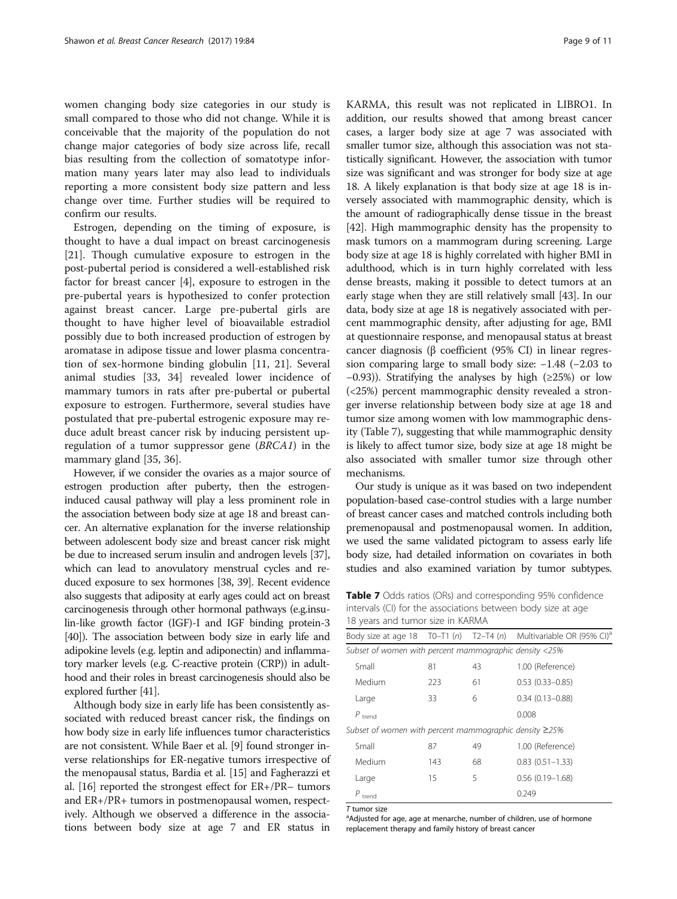women changing body size categories in our study is small compared to those who did not change. While it is conceivable that the majority of the population do not change major categories of body size across life, recall bias resulting from the collection of somatotype information many years later may also lead to individuals reporting a more consistent body size pattern and less change over time. Further studies will be required to confirm our results.

Estrogen, depending on the timing of exposure, is thought to have a dual impact on breast carcinogenesis [21]. Though cumulative exposure to estrogen in the post-pubertal period is considered a well-established risk factor for breast cancer [4], exposure to estrogen in the pre-pubertal years is hypothesized to confer protection against breast cancer. Large pre-pubertal girls are thought to have higher level of bioavailable estradiol possibly due to both increased production of estrogen by aromatase in adipose tissue and lower plasma concentration of sex-hormone binding globulin [11, 21]. Several animal studies [33, 34] revealed lower incidence of mammary tumors in rats after pre-pubertal or pubertal exposure to estrogen. Furthermore, several studies have postulated that pre-pubertal estrogenic exposure may reduce adult breast cancer risk by inducing persistent upregulation of a tumor suppressor gene (*BRCA1*) in the mammary gland [35, 36].

However, if we consider the ovaries as a major source of estrogen production after puberty, then the estrogen-induced causal pathway will play a less prominent role in the association between body size at age 18 and breast cancer. An alternative explanation for the inverse relationship between adolescent body size and breast cancer risk might be due to increased serum insulin and androgen levels [37], which can lead to anovulatory menstrual cycles and reduced exposure to sex hormones [38, 39]. Recent evidence also suggests that adiposity at early ages could act on breast carcinogenesis through other hormonal pathways (e.g.insulin-like growth factor (IGF)-I and IGF binding protein-3 [40]). The association between body size in early life and adipokine levels (e.g. leptin and adiponectin) and inflammatory marker levels (e.g. C-reactive protein (CRP)) in adulthood and their roles in breast carcinogenesis should also be explored further [41].

Although body size in early life has been consistently associated with reduced breast cancer risk, the findings on how body size in early life influences tumor characteristics are not consistent. While Baer et al. [9] found stronger inverse relationships for ER-negative tumors irrespective of the menopausal status, Bardia et al. [15] and Fagherazzi et al. [16] reported the strongest effect for ER+/PR– tumors and ER+/PR+ tumors in postmenopausal women, respectively. Although we observed a difference in the associations between body size at age 7 and ER status in KARMA, this result was not replicated in LIBRO1. In addition, our results showed that among breast cancer cases, a larger body size at age 7 was associated with smaller tumor size, although this association was not statistically significant. However, the association with tumor size was significant and was stronger for body size at age 18. A likely explanation is that body size at age 18 is inversely associated with mammographic density, which is the amount of radiographically dense tissue in the breast [42]. High mammographic density has the propensity to mask tumors on a mammogram during screening. Large body size at age 18 is highly correlated with higher BMI in adulthood, which is in turn highly correlated with less dense breasts, making it possible to detect tumors at an early stage when they are still relatively small [43]. In our data, body size at age 18 is negatively associated with percent mammographic density, after adjusting for age, BMI at questionnaire response, and menopausal status at breast cancer diagnosis (β coefficient (95% CI) in linear regression comparing large to small body size: −1.48 (−2.03 to −0.93)). Stratifying the analyses by high (≥25%) or low (<25%) percent mammographic density revealed a stronger inverse relationship between body size at age 18 and tumor size among women with low mammographic density (Table 7), suggesting that while mammographic density is likely to affect tumor size, body size at age 18 might be also associated with smaller tumor size through other mechanisms.

Our study is unique as it was based on two independent population-based case-control studies with a large number of breast cancer cases and matched controls including both premenopausal and postmenopausal women. In addition, we used the same validated pictogram to assess early life body size, had detailed information on covariates in both studies and also examined variation by tumor subtypes.

**Table 7** Odds ratios (ORs) and corresponding 95% confidence intervals (CI) for the associations between body size at age 18 years and tumor size in KARMA

| Body size at age 18 | T0–T1 (*n*) | T2–T4 (*n*) | Multivariable OR (95% CI)[a] |
|---|---|---|---|
| *Subset of women with percent mammographic density <25%* | | | |
| Small | 81 | 43 | 1.00 (Reference) |
| Medium | 223 | 61 | 0.53 (0.33–0.85) |
| Large | 33 | 6 | 0.34 (0.13–0.88) |
| $P_{\text{trend}}$ | | | 0.008 |
| *Subset of women with percent mammographic density ≥25%* | | | |
| Small | 87 | 49 | 1.00 (Reference) |
| Medium | 143 | 68 | 0.83 (0.51–1.33) |
| Large | 15 | 5 | 0.56 (0.19–1.68) |
| $P_{\text{trend}}$ | | | 0.249 |

*T* tumor size

[a]Adjusted for age, age at menarche, number of children, use of hormone replacement therapy and family history of breast cancer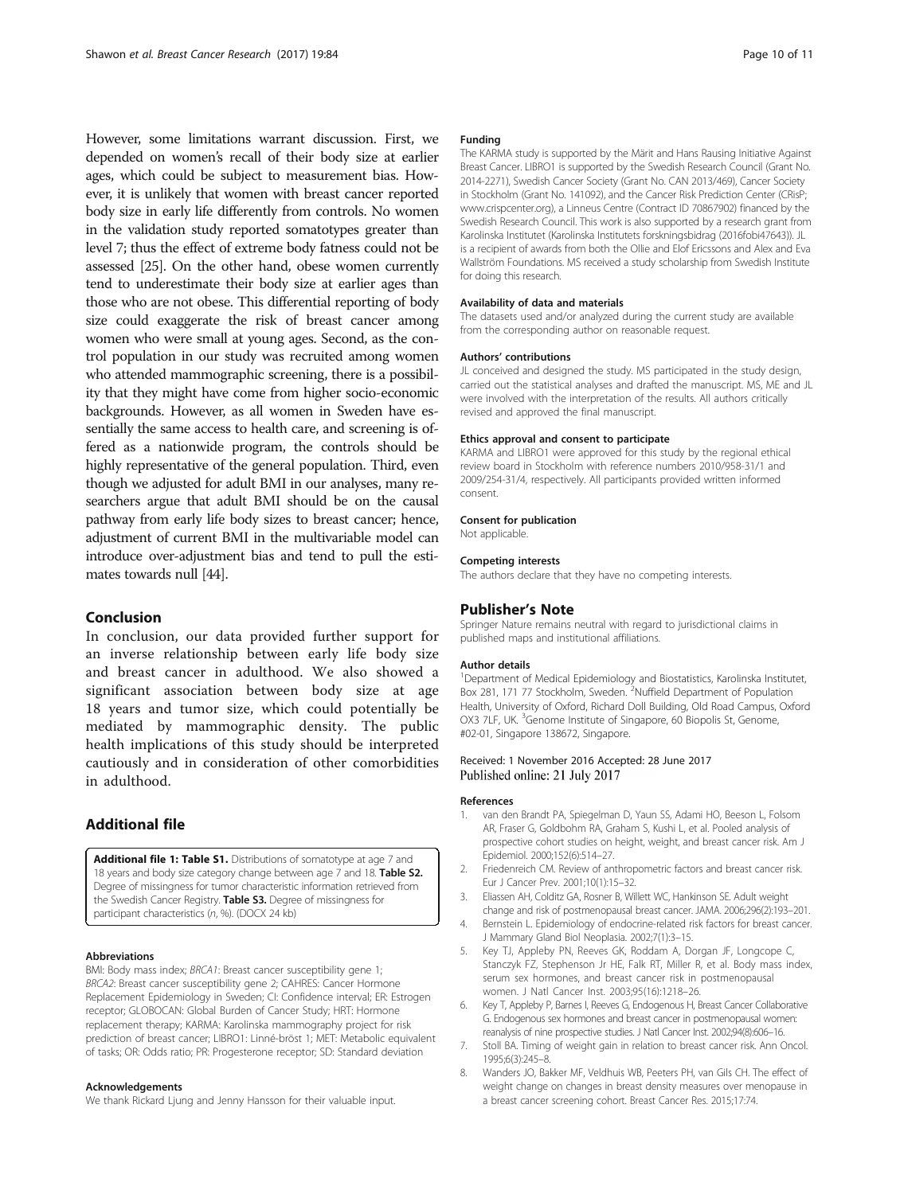However, some limitations warrant discussion. First, we depended on women's recall of their body size at earlier ages, which could be subject to measurement bias. However, it is unlikely that women with breast cancer reported body size in early life differently from controls. No women in the validation study reported somatotypes greater than level 7; thus the effect of extreme body fatness could not be assessed [25]. On the other hand, obese women currently tend to underestimate their body size at earlier ages than those who are not obese. This differential reporting of body size could exaggerate the risk of breast cancer among women who were small at young ages. Second, as the control population in our study was recruited among women who attended mammographic screening, there is a possibility that they might have come from higher socio-economic backgrounds. However, as all women in Sweden have essentially the same access to health care, and screening is offered as a nationwide program, the controls should be highly representative of the general population. Third, even though we adjusted for adult BMI in our analyses, many researchers argue that adult BMI should be on the causal pathway from early life body sizes to breast cancer; hence, adjustment of current BMI in the multivariable model can introduce over-adjustment bias and tend to pull the estimates towards null [44].

## Conclusion

In conclusion, our data provided further support for an inverse relationship between early life body size and breast cancer in adulthood. We also showed a significant association between body size at age 18 years and tumor size, which could potentially be mediated by mammographic density. The public health implications of this study should be interpreted cautiously and in consideration of other comorbidities in adulthood.

## Additional file

**Additional file 1: Table S1.** Distributions of somatotype at age 7 and 18 years and body size category change between age 7 and 18. **Table S2.** Degree of missingness for tumor characteristic information retrieved from the Swedish Cancer Registry. **Table S3.** Degree of missingness for participant characteristics (*n*, %). (DOCX 24 kb)

#### Abbreviations

BMI: Body mass index; *BRCA1*: Breast cancer susceptibility gene 1; *BRCA2*: Breast cancer susceptibility gene 2; CAHRES: Cancer Hormone Replacement Epidemiology in Sweden; CI: Confidence interval; ER: Estrogen receptor; GLOBOCAN: Global Burden of Cancer Study; HRT: Hormone replacement therapy; KARMA: Karolinska mammography project for risk prediction of breast cancer; LIBRO1: Linné-bröst 1; MET: Metabolic equivalent of tasks; OR: Odds ratio; PR: Progesterone receptor; SD: Standard deviation

#### Acknowledgements

We thank Rickard Ljung and Jenny Hansson for their valuable input.

#### Funding

The KARMA study is supported by the Märit and Hans Rausing Initiative Against Breast Cancer. LIBRO1 is supported by the Swedish Research Council (Grant No. 2014-2271), Swedish Cancer Society (Grant No. CAN 2013/469), Cancer Society in Stockholm (Grant No. 141092), and the Cancer Risk Prediction Center (CRisP; www.crispcenter.org), a Linneus Centre (Contract ID 70867902) financed by the Swedish Research Council. This work is also supported by a research grant from Karolinska Institutet (Karolinska Institutets forskningsbidrag (2016fobi47643)). JL is a recipient of awards from both the Ollie and Elof Ericssons and Alex and Eva Wallström Foundations. MS received a study scholarship from Swedish Institute for doing this research.

#### Availability of data and materials

The datasets used and/or analyzed during the current study are available from the corresponding author on reasonable request.

#### Authors' contributions

JL conceived and designed the study. MS participated in the study design, carried out the statistical analyses and drafted the manuscript. MS, ME and JL were involved with the interpretation of the results. All authors critically revised and approved the final manuscript.

#### Ethics approval and consent to participate

KARMA and LIBRO1 were approved for this study by the regional ethical review board in Stockholm with reference numbers 2010/958-31/1 and 2009/254-31/4, respectively. All participants provided written informed consent.

#### Consent for publication

Not applicable.

#### Competing interests

The authors declare that they have no competing interests.

## Publisher's Note

Springer Nature remains neutral with regard to jurisdictional claims in published maps and institutional affiliations.

#### Author details

[1]Department of Medical Epidemiology and Biostatistics, Karolinska Institutet, Box 281, 171 77 Stockholm, Sweden. [2]Nuffield Department of Population Health, University of Oxford, Richard Doll Building, Old Road Campus, Oxford OX3 7LF, UK. [3]Genome Institute of Singapore, 60 Biopolis St, Genome, #02-01, Singapore 138672, Singapore.

Received: 1 November 2016 Accepted: 28 June 2017
Published online: 21 July 2017

#### References

1. van den Brandt PA, Spiegelman D, Yaun SS, Adami HO, Beeson L, Folsom AR, Fraser G, Goldbohm RA, Graham S, Kushi L, et al. Pooled analysis of prospective cohort studies on height, weight, and breast cancer risk. Am J Epidemiol. 2000;152(6):514–27.
2. Friedenreich CM. Review of anthropometric factors and breast cancer risk. Eur J Cancer Prev. 2001;10(1):15–32.
3. Eliassen AH, Colditz GA, Rosner B, Willett WC, Hankinson SE. Adult weight change and risk of postmenopausal breast cancer. JAMA. 2006;296(2):193–201.
4. Bernstein L. Epidemiology of endocrine-related risk factors for breast cancer. J Mammary Gland Biol Neoplasia. 2002;7(1):3–15.
5. Key TJ, Appleby PN, Reeves GK, Roddam A, Dorgan JF, Longcope C, Stanczyk FZ, Stephenson Jr HE, Falk RT, Miller R, et al. Body mass index, serum sex hormones, and breast cancer risk in postmenopausal women. J Natl Cancer Inst. 2003;95(16):1218–26.
6. Key T, Appleby P, Barnes I, Reeves G, Endogenous H, Breast Cancer Collaborative G. Endogenous sex hormones and breast cancer in postmenopausal women: reanalysis of nine prospective studies. J Natl Cancer Inst. 2002;94(8):606–16.
7. Stoll BA. Timing of weight gain in relation to breast cancer risk. Ann Oncol. 1995;6(3):245–8.
8. Wanders JO, Bakker MF, Veldhuis WB, Peeters PH, van Gils CH. The effect of weight change on changes in breast density measures over menopause in a breast cancer screening cohort. Breast Cancer Res. 2015;17:74.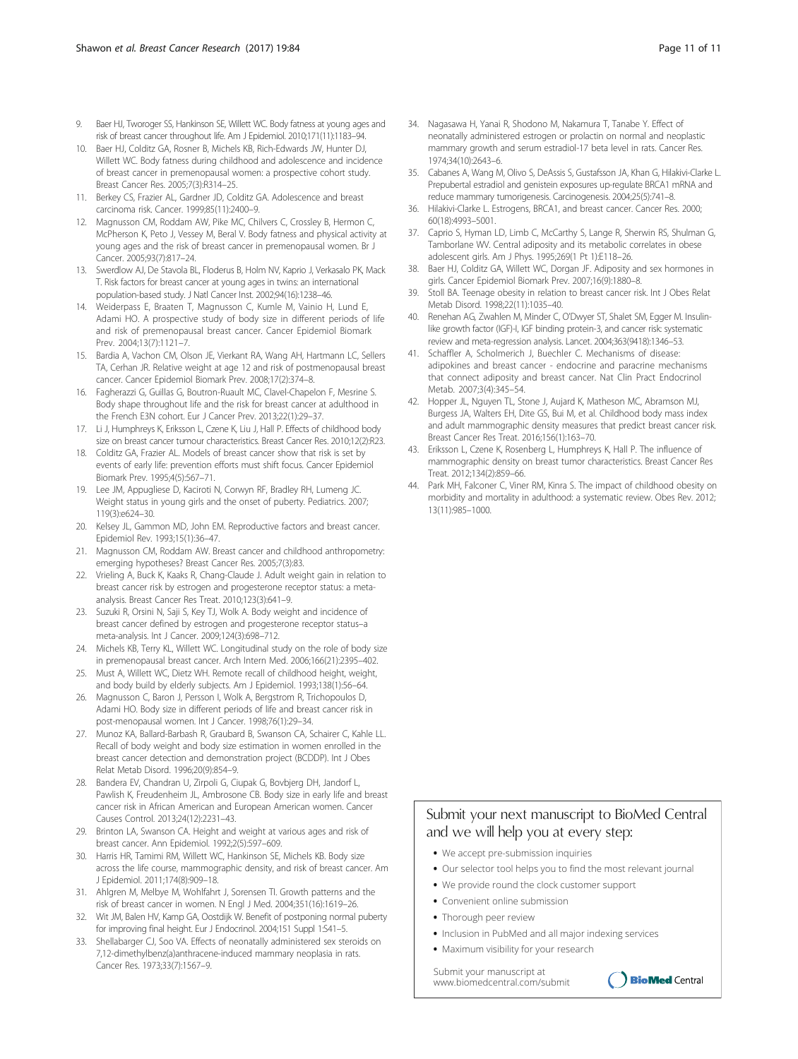9. Baer HJ, Tworoger SS, Hankinson SE, Willett WC. Body fatness at young ages and risk of breast cancer throughout life. Am J Epidemiol. 2010;171(11):1183–94.
10. Baer HJ, Colditz GA, Rosner B, Michels KB, Rich-Edwards JW, Hunter DJ, Willett WC. Body fatness during childhood and adolescence and incidence of breast cancer in premenopausal women: a prospective cohort study. Breast Cancer Res. 2005;7(3):R314–25.
11. Berkey CS, Frazier AL, Gardner JD, Colditz GA. Adolescence and breast carcinoma risk. Cancer. 1999;85(11):2400–9.
12. Magnusson CM, Roddam AW, Pike MC, Chilvers C, Crossley B, Hermon C, McPherson K, Peto J, Vessey M, Beral V. Body fatness and physical activity at young ages and the risk of breast cancer in premenopausal women. Br J Cancer. 2005;93(7):817–24.
13. Swerdlow AJ, De Stavola BL, Floderus B, Holm NV, Kaprio J, Verkasalo PK, Mack T. Risk factors for breast cancer at young ages in twins: an international population-based study. J Natl Cancer Inst. 2002;94(16):1238–46.
14. Weiderpass E, Braaten T, Magnusson C, Kumle M, Vainio H, Lund E, Adami HO. A prospective study of body size in different periods of life and risk of premenopausal breast cancer. Cancer Epidemiol Biomark Prev. 2004;13(7):1121–7.
15. Bardia A, Vachon CM, Olson JE, Vierkant RA, Wang AH, Hartmann LC, Sellers TA, Cerhan JR. Relative weight at age 12 and risk of postmenopausal breast cancer. Cancer Epidemiol Biomark Prev. 2008;17(2):374–8.
16. Fagherazzi G, Guillas G, Boutron-Ruault MC, Clavel-Chapelon F, Mesrine S. Body shape throughout life and the risk for breast cancer at adulthood in the French E3N cohort. Eur J Cancer Prev. 2013;22(1):29–37.
17. Li J, Humphreys K, Eriksson L, Czene K, Liu J, Hall P. Effects of childhood body size on breast cancer tumour characteristics. Breast Cancer Res. 2010;12(2):R23.
18. Colditz GA, Frazier AL. Models of breast cancer show that risk is set by events of early life: prevention efforts must shift focus. Cancer Epidemiol Biomark Prev. 1995;4(5):567–71.
19. Lee JM, Appugliese D, Kaciroti N, Corwyn RF, Bradley RH, Lumeng JC. Weight status in young girls and the onset of puberty. Pediatrics. 2007; 119(3):e624–30.
20. Kelsey JL, Gammon MD, John EM. Reproductive factors and breast cancer. Epidemiol Rev. 1993;15(1):36–47.
21. Magnusson CM, Roddam AW. Breast cancer and childhood anthropometry: emerging hypotheses? Breast Cancer Res. 2005;7(3):83.
22. Vrieling A, Buck K, Kaaks R, Chang-Claude J. Adult weight gain in relation to breast cancer risk by estrogen and progesterone receptor status: a meta-analysis. Breast Cancer Res Treat. 2010;123(3):641–9.
23. Suzuki R, Orsini N, Saji S, Key TJ, Wolk A. Body weight and incidence of breast cancer defined by estrogen and progesterone receptor status–a meta-analysis. Int J Cancer. 2009;124(3):698–712.
24. Michels KB, Terry KL, Willett WC. Longitudinal study on the role of body size in premenopausal breast cancer. Arch Intern Med. 2006;166(21):2395–402.
25. Must A, Willett WC, Dietz WH. Remote recall of childhood height, weight, and body build by elderly subjects. Am J Epidemiol. 1993;138(1):56–64.
26. Magnusson C, Baron J, Persson I, Wolk A, Bergstrom R, Trichopoulos D, Adami HO. Body size in different periods of life and breast cancer risk in post-menopausal women. Int J Cancer. 1998;76(1):29–34.
27. Munoz KA, Ballard-Barbash R, Graubard B, Swanson CA, Schairer C, Kahle LL. Recall of body weight and body size estimation in women enrolled in the breast cancer detection and demonstration project (BCDDP). Int J Obes Relat Metab Disord. 1996;20(9):854–9.
28. Bandera EV, Chandran U, Zirpoli G, Ciupak G, Bovbjerg DH, Jandorf L, Pawlish K, Freudenheim JL, Ambrosone CB. Body size in early life and breast cancer risk in African American and European American women. Cancer Causes Control. 2013;24(12):2231–43.
29. Brinton LA, Swanson CA. Height and weight at various ages and risk of breast cancer. Ann Epidemiol. 1992;2(5):597–609.
30. Harris HR, Tamimi RM, Willett WC, Hankinson SE, Michels KB. Body size across the life course, mammographic density, and risk of breast cancer. Am J Epidemiol. 2011;174(8):909–18.
31. Ahlgren M, Melbye M, Wohlfahrt J, Sorensen TI. Growth patterns and the risk of breast cancer in women. N Engl J Med. 2004;351(16):1619–26.
32. Wit JM, Balen HV, Kamp GA, Oostdijk W. Benefit of postponing normal puberty for improving final height. Eur J Endocrinol. 2004;151 Suppl 1:S41–5.
33. Shellabarger CJ, Soo VA. Effects of neonatally administered sex steroids on 7,12-dimethylbenz(a)anthracene-induced mammary neoplasia in rats. Cancer Res. 1973;33(7):1567–9.
34. Nagasawa H, Yanai R, Shodono M, Nakamura T, Tanabe Y. Effect of neonatally administered estrogen or prolactin on normal and neoplastic mammary growth and serum estradiol-17 beta level in rats. Cancer Res. 1974;34(10):2643–6.
35. Cabanes A, Wang M, Olivo S, DeAssis S, Gustafsson JA, Khan G, Hilakivi-Clarke L. Prepubertal estradiol and genistein exposures up-regulate BRCA1 mRNA and reduce mammary tumorigenesis. Carcinogenesis. 2004;25(5):741–8.
36. Hilakivi-Clarke L. Estrogens, BRCA1, and breast cancer. Cancer Res. 2000; 60(18):4993–5001.
37. Caprio S, Hyman LD, Limb C, McCarthy S, Lange R, Sherwin RS, Shulman G, Tamborlane WV. Central adiposity and its metabolic correlates in obese adolescent girls. Am J Phys. 1995;269(1 Pt 1):E118–26.
38. Baer HJ, Colditz GA, Willett WC, Dorgan JF. Adiposity and sex hormones in girls. Cancer Epidemiol Biomark Prev. 2007;16(9):1880–8.
39. Stoll BA. Teenage obesity in relation to breast cancer risk. Int J Obes Relat Metab Disord. 1998;22(11):1035–40.
40. Renehan AG, Zwahlen M, Minder C, O'Dwyer ST, Shalet SM, Egger M. Insulin-like growth factor (IGF)-I, IGF binding protein-3, and cancer risk: systematic review and meta-regression analysis. Lancet. 2004;363(9418):1346–53.
41. Schaffler A, Scholmerich J, Buechler C. Mechanisms of disease: adipokines and breast cancer - endocrine and paracrine mechanisms that connect adiposity and breast cancer. Nat Clin Pract Endocrinol Metab. 2007;3(4):345–54.
42. Hopper JL, Nguyen TL, Stone J, Aujard K, Matheson MC, Abramson MJ, Burgess JA, Walters EH, Dite GS, Bui M, et al. Childhood body mass index and adult mammographic density measures that predict breast cancer risk. Breast Cancer Res Treat. 2016;156(1):163–70.
43. Eriksson L, Czene K, Rosenberg L, Humphreys K, Hall P. The influence of mammographic density on breast tumor characteristics. Breast Cancer Res Treat. 2012;134(2):859–66.
44. Park MH, Falconer C, Viner RM, Kinra S. The impact of childhood obesity on morbidity and mortality in adulthood: a systematic review. Obes Rev. 2012; 13(11):985–1000.

Submit your next manuscript to BioMed Central and we will help you at every step:

- We accept pre-submission inquiries
- Our selector tool helps you to find the most relevant journal
- We provide round the clock customer support
- Convenient online submission
- Thorough peer review
- Inclusion in PubMed and all major indexing services
- Maximum visibility for your research

Submit your manuscript at
www.biomedcentral.com/submit

BioMed Central